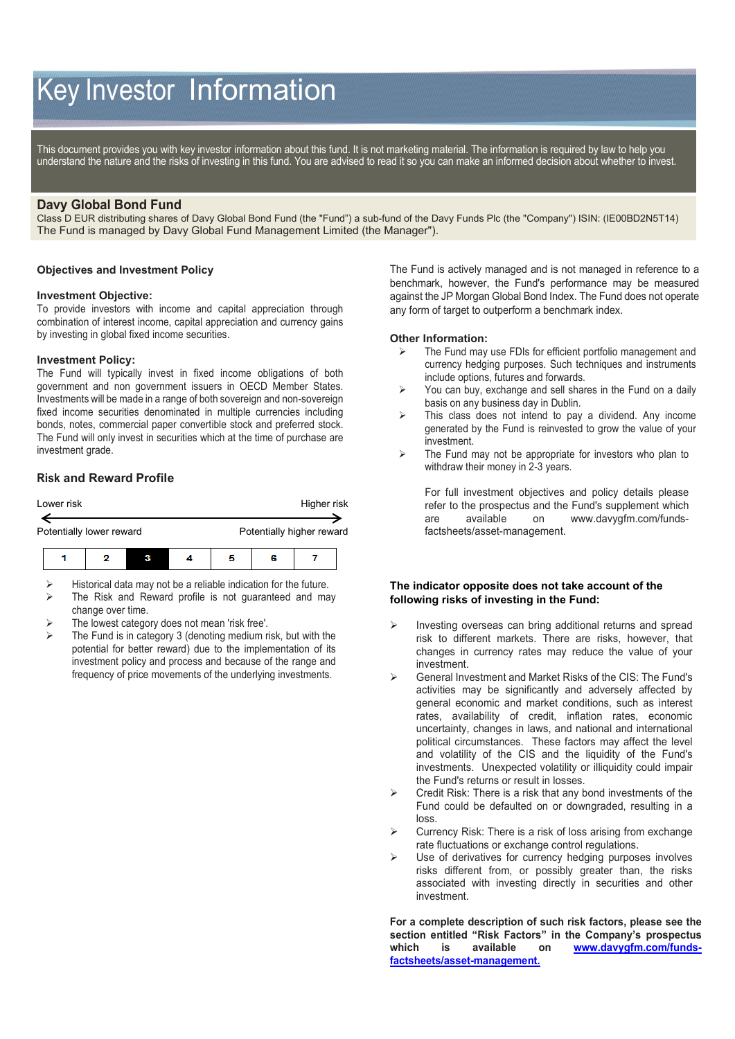# Key Investor Information

This document provides you with key investor information about this fund. It is not marketing material. The information is required by law to help you understand the nature and the risks of investing in this fund. You are advised to read it so you can make an informed decision about whether to invest.

## Davy Global Bond Fund

Class D EUR distributing shares of Davy Global Bond Fund (the "Fund") a sub-fund of the Davy Funds Plc (the "Company") ISIN: (IE00BD2N5T14)
The Fund is managed by Davy Global Fund Management Limited (the Manager").

### Objectives and Investment Policy

**Investment Objective:**
To provide investors with income and capital appreciation through combination of interest income, capital appreciation and currency gains by investing in global fixed income securities.

**Investment Policy:**
The Fund will typically invest in fixed income obligations of both government and non government issuers in OECD Member States. Investments will be made in a range of both sovereign and non-sovereign fixed income securities denominated in multiple currencies including bonds, notes, commercial paper convertible stock and preferred stock. The Fund will only invest in securities which at the time of purchase are investment grade.

The Fund is actively managed and is not managed in reference to a benchmark, however, the Fund's performance may be measured against the JP Morgan Global Bond Index. The Fund does not operate any form of target to outperform a benchmark index.

**Other Information:**

- The Fund may use FDIs for efficient portfolio management and currency hedging purposes. Such techniques and instruments include options, futures and forwards.
- You can buy, exchange and sell shares in the Fund on a daily basis on any business day in Dublin.
- This class does not intend to pay a dividend. Any income generated by the Fund is reinvested to grow the value of your investment.
- The Fund may not be appropriate for investors who plan to withdraw their money in 2-3 years.

For full investment objectives and policy details please refer to the prospectus and the Fund's supplement which are available on www.davygfm.com/funds-factsheets/asset-management.

### Risk and Reward Profile

Lower risk — Higher risk

Potentially lower reward — Potentially higher reward

| 1 | 2 | **3** | 4 | 5 | 6 | 7 |
|---|---|---|---|---|---|---|

- Historical data may not be a reliable indication for the future.
- The Risk and Reward profile is not guaranteed and may change over time.
- The lowest category does not mean 'risk free'.
- The Fund is in category 3 (denoting medium risk, but with the potential for better reward) due to the implementation of its investment policy and process and because of the range and frequency of price movements of the underlying investments.

**The indicator opposite does not take account of the following risks of investing in the Fund:**

- Investing overseas can bring additional returns and spread risk to different markets. There are risks, however, that changes in currency rates may reduce the value of your investment.
- General Investment and Market Risks of the CIS: The Fund's activities may be significantly and adversely affected by general economic and market conditions, such as interest rates, availability of credit, inflation rates, economic uncertainty, changes in laws, and national and international political circumstances. These factors may affect the level and volatility of the CIS and the liquidity of the Fund's investments. Unexpected volatility or illiquidity could impair the Fund's returns or result in losses.
- Credit Risk: There is a risk that any bond investments of the Fund could be defaulted on or downgraded, resulting in a loss.
- Currency Risk: There is a risk of loss arising from exchange rate fluctuations or exchange control regulations.
- Use of derivatives for currency hedging purposes involves risks different from, or possibly greater than, the risks associated with investing directly in securities and other investment.

**For a complete description of such risk factors, please see the section entitled "Risk Factors" in the Company's prospectus which is available on www.davygfm.com/funds-factsheets/asset-management.**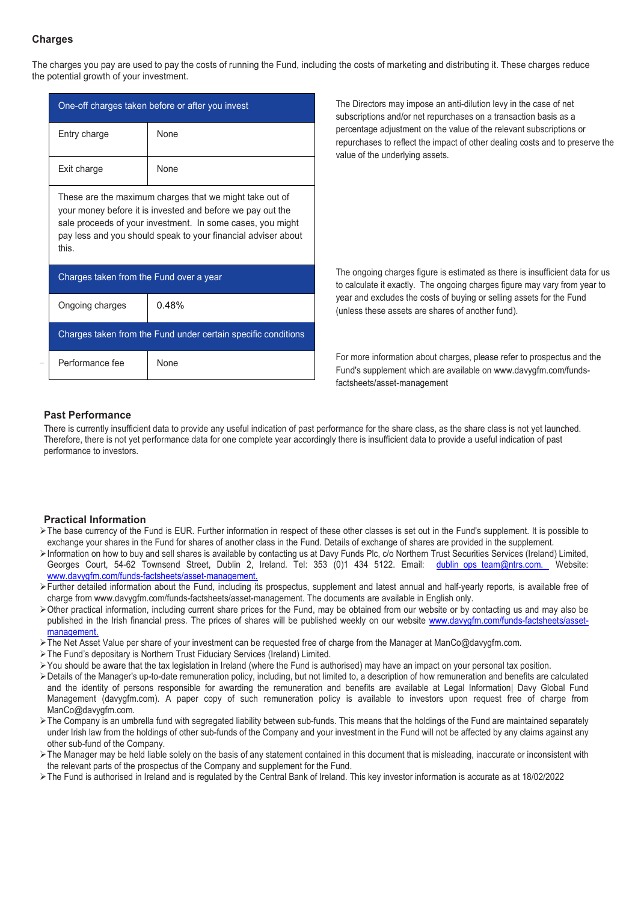## Charges

The charges you pay are used to pay the costs of running the Fund, including the costs of marketing and distributing it. These charges reduce the potential growth of your investment.

| One-off charges taken before or after you invest | |
|---|---|
| Entry charge | None |
| Exit charge | None |
| These are the maximum charges that we might take out of your money before it is invested and before we pay out the sale proceeds of your investment. In some cases, you might pay less and you should speak to your financial adviser about this. | |
| **Charges taken from the Fund over a year** | |
| Ongoing charges | 0.48% |
| **Charges taken from the Fund under certain specific conditions** | |
| Performance fee | None |

The Directors may impose an anti-dilution levy in the case of net subscriptions and/or net repurchases on a transaction basis as a percentage adjustment on the value of the relevant subscriptions or repurchases to reflect the impact of other dealing costs and to preserve the value of the underlying assets.

The ongoing charges figure is estimated as there is insufficient data for us to calculate it exactly. The ongoing charges figure may vary from year to year and excludes the costs of buying or selling assets for the Fund (unless these assets are shares of another fund).

For more information about charges, please refer to prospectus and the Fund's supplement which are available on www.davygfm.com/funds-factsheets/asset-management

## Past Performance

There is currently insufficient data to provide any useful indication of past performance for the share class, as the share class is not yet launched. Therefore, there is not yet performance data for one complete year accordingly there is insufficient data to provide a useful indication of past performance to investors.

## Practical Information

- The base currency of the Fund is EUR. Further information in respect of these other classes is set out in the Fund's supplement. It is possible to exchange your shares in the Fund for shares of another class in the Fund. Details of exchange of shares are provided in the supplement.
- Information on how to buy and sell shares is available by contacting us at Davy Funds Plc, c/o Northern Trust Securities Services (Ireland) Limited, Georges Court, 54-62 Townsend Street, Dublin 2, Ireland. Tel: 353 (0)1 434 5122. Email: dublin_ops_team@ntrs.com. Website: www.davygfm.com/funds-factsheets/asset-management.
- Further detailed information about the Fund, including its prospectus, supplement and latest annual and half-yearly reports, is available free of charge from www.davygfm.com/funds-factsheets/asset-management. The documents are available in English only.
- Other practical information, including current share prices for the Fund, may be obtained from our website or by contacting us and may also be published in the Irish financial press. The prices of shares will be published weekly on our website www.davygfm.com/funds-factsheets/asset-management.
- The Net Asset Value per share of your investment can be requested free of charge from the Manager at ManCo@davygfm.com.
- The Fund's depositary is Northern Trust Fiduciary Services (Ireland) Limited.
- You should be aware that the tax legislation in Ireland (where the Fund is authorised) may have an impact on your personal tax position.
- Details of the Manager's up-to-date remuneration policy, including, but not limited to, a description of how remuneration and benefits are calculated and the identity of persons responsible for awarding the remuneration and benefits are available at Legal Information| Davy Global Fund Management (davygfm.com). A paper copy of such remuneration policy is available to investors upon request free of charge from ManCo@davygfm.com.
- The Company is an umbrella fund with segregated liability between sub-funds. This means that the holdings of the Fund are maintained separately under Irish law from the holdings of other sub-funds of the Company and your investment in the Fund will not be affected by any claims against any other sub-fund of the Company.
- The Manager may be held liable solely on the basis of any statement contained in this document that is misleading, inaccurate or inconsistent with the relevant parts of the prospectus of the Company and supplement for the Fund.
- The Fund is authorised in Ireland and is regulated by the Central Bank of Ireland. This key investor information is accurate as at 18/02/2022